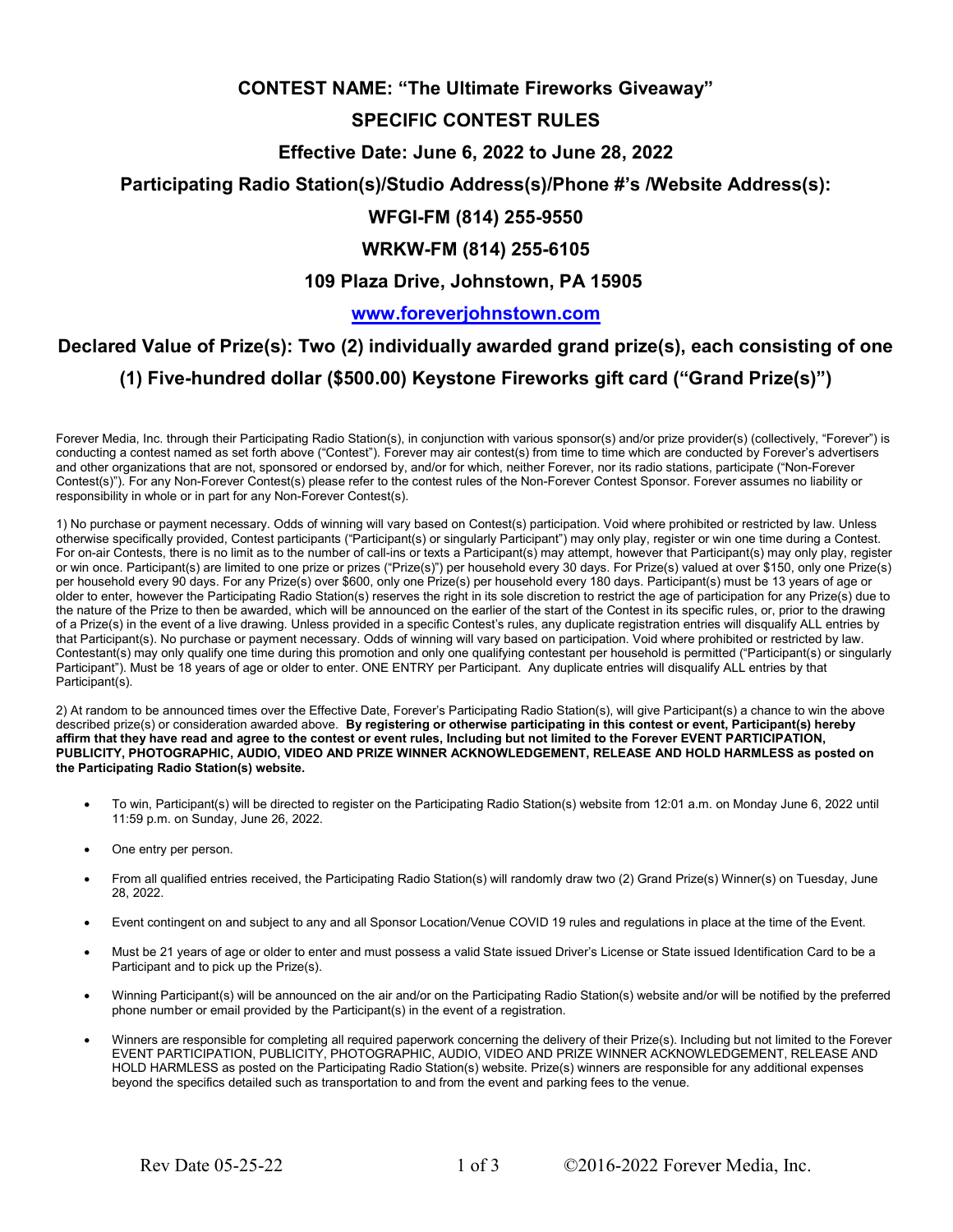# CONTEST NAME: "The Ultimate Fireworks Giveaway"

## SPECIFIC CONTEST RULES

### Effective Date: June 6, 2022 to June 28, 2022

### Participating Radio Station(s)/Studio Address(s)/Phone #'s /Website Address(s):

### WFGI-FM (814) 255-9550

### WRKW-FM (814) 255-6105

### 109 Plaza Drive, Johnstown, PA 15905

### [www.foreverjohnstown.com](http://www.foreverjohnstown.com)

### Declared Value of Prize(s): Two (2) individually awarded grand prize(s), each consisting of one (1) Five-hundred dollar ($500.00) Keystone Fireworks gift card ("Grand Prize(s)")

Forever Media, Inc. through their Participating Radio Station(s), in conjunction with various sponsor(s) and/or prize provider(s) (collectively, "Forever") is conducting a contest named as set forth above ("Contest"). Forever may air contest(s) from time to time which are conducted by Forever's advertisers and other organizations that are not, sponsored or endorsed by, and/or for which, neither Forever, nor its radio stations, participate ("Non-Forever Contest(s)"). For any Non-Forever Contest(s) please refer to the contest rules of the Non-Forever Contest Sponsor. Forever assumes no liability or responsibility in whole or in part for any Non-Forever Contest(s).

1) No purchase or payment necessary. Odds of winning will vary based on Contest(s) participation. Void where prohibited or restricted by law. Unless otherwise specifically provided, Contest participants ("Participant(s) or singularly Participant") may only play, register or win one time during a Contest. For on-air Contests, there is no limit as to the number of call-ins or texts a Participant(s) may attempt, however that Participant(s) may only play, register or win once. Participant(s) are limited to one prize or prizes ("Prize(s)") per household every 30 days. For Prize(s) valued at over $150, only one Prize(s) per household every 90 days. For any Prize(s) over $600, only one Prize(s) per household every 180 days. Participant(s) must be 13 years of age or older to enter, however the Participating Radio Station(s) reserves the right in its sole discretion to restrict the age of participation for any Prize(s) due to the nature of the Prize to then be awarded, which will be announced on the earlier of the start of the Contest in its specific rules, or, prior to the drawing of a Prize(s) in the event of a live drawing. Unless provided in a specific Contest's rules, any duplicate registration entries will disqualify ALL entries by that Participant(s). No purchase or payment necessary. Odds of winning will vary based on participation. Void where prohibited or restricted by law. Contestant(s) may only qualify one time during this promotion and only one qualifying contestant per household is permitted ("Participant(s) or singularly Participant"). Must be 18 years of age or older to enter. ONE ENTRY per Participant. Any duplicate entries will disqualify ALL entries by that Participant(s).

2) At random to be announced times over the Effective Date, Forever's Participating Radio Station(s), will give Participant(s) a chance to win the above described prize(s) or consideration awarded above. **By registering or otherwise participating in this contest or event, Participant(s) hereby affirm that they have read and agree to the contest or event rules, Including but not limited to the Forever EVENT PARTICIPATION, PUBLICITY, PHOTOGRAPHIC, AUDIO, VIDEO AND PRIZE WINNER ACKNOWLEDGEMENT, RELEASE AND HOLD HARMLESS as posted on the Participating Radio Station(s) website.**

- To win, Participant(s) will be directed to register on the Participating Radio Station(s) website from 12:01 a.m. on Monday June 6, 2022 until 11:59 p.m. on Sunday, June 26, 2022.
- One entry per person.
- From all qualified entries received, the Participating Radio Station(s) will randomly draw two (2) Grand Prize(s) Winner(s) on Tuesday, June 28, 2022.
- Event contingent on and subject to any and all Sponsor Location/Venue COVID 19 rules and regulations in place at the time of the Event.
- Must be 21 years of age or older to enter and must possess a valid State issued Driver's License or State issued Identification Card to be a Participant and to pick up the Prize(s).
- Winning Participant(s) will be announced on the air and/or on the Participating Radio Station(s) website and/or will be notified by the preferred phone number or email provided by the Participant(s) in the event of a registration.
- Winners are responsible for completing all required paperwork concerning the delivery of their Prize(s). Including but not limited to the Forever EVENT PARTICIPATION, PUBLICITY, PHOTOGRAPHIC, AUDIO, VIDEO AND PRIZE WINNER ACKNOWLEDGEMENT, RELEASE AND HOLD HARMLESS as posted on the Participating Radio Station(s) website. Prize(s) winners are responsible for any additional expenses beyond the specifics detailed such as transportation to and from the event and parking fees to the venue.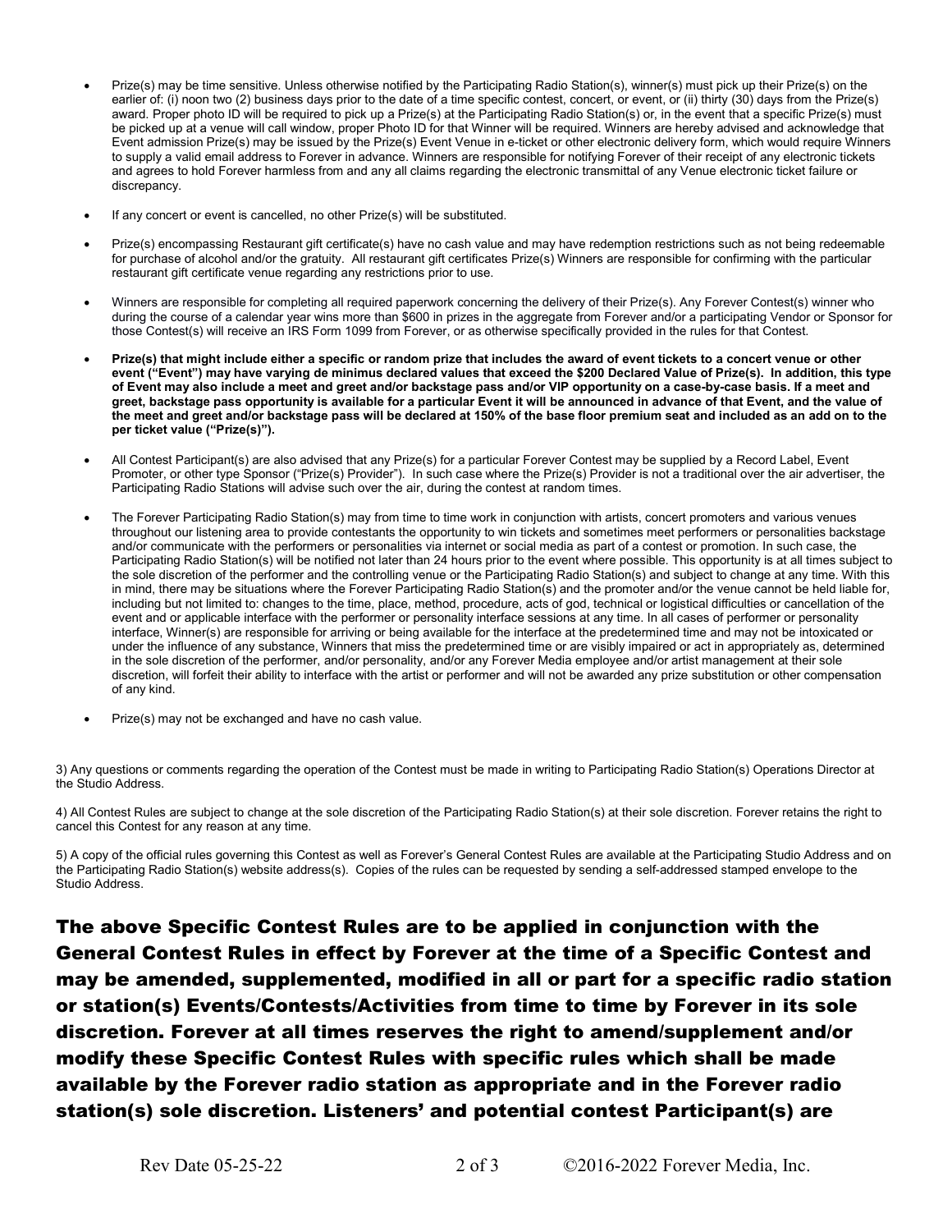- Prize(s) may be time sensitive. Unless otherwise notified by the Participating Radio Station(s), winner(s) must pick up their Prize(s) on the earlier of: (i) noon two (2) business days prior to the date of a time specific contest, concert, or event, or (ii) thirty (30) days from the Prize(s) award. Proper photo ID will be required to pick up a Prize(s) at the Participating Radio Station(s) or, in the event that a specific Prize(s) must be picked up at a venue will call window, proper Photo ID for that Winner will be required. Winners are hereby advised and acknowledge that Event admission Prize(s) may be issued by the Prize(s) Event Venue in e-ticket or other electronic delivery form, which would require Winners to supply a valid email address to Forever in advance. Winners are responsible for notifying Forever of their receipt of any electronic tickets and agrees to hold Forever harmless from and any all claims regarding the electronic transmittal of any Venue electronic ticket failure or discrepancy.

- If any concert or event is cancelled, no other Prize(s) will be substituted.

- Prize(s) encompassing Restaurant gift certificate(s) have no cash value and may have redemption restrictions such as not being redeemable for purchase of alcohol and/or the gratuity. All restaurant gift certificates Prize(s) Winners are responsible for confirming with the particular restaurant gift certificate venue regarding any restrictions prior to use.

- Winners are responsible for completing all required paperwork concerning the delivery of their Prize(s). Any Forever Contest(s) winner who during the course of a calendar year wins more than $600 in prizes in the aggregate from Forever and/or a participating Vendor or Sponsor for those Contest(s) will receive an IRS Form 1099 from Forever, or as otherwise specifically provided in the rules for that Contest.

- **Prize(s) that might include either a specific or random prize that includes the award of event tickets to a concert venue or other event ("Event") may have varying de minimus declared values that exceed the $200 Declared Value of Prize(s). In addition, this type of Event may also include a meet and greet and/or backstage pass and/or VIP opportunity on a case-by-case basis. If a meet and greet, backstage pass opportunity is available for a particular Event it will be announced in advance of that Event, and the value of the meet and greet and/or backstage pass will be declared at 150% of the base floor premium seat and included as an add on to the per ticket value ("Prize(s)").**

- All Contest Participant(s) are also advised that any Prize(s) for a particular Forever Contest may be supplied by a Record Label, Event Promoter, or other type Sponsor ("Prize(s) Provider"). In such case where the Prize(s) Provider is not a traditional over the air advertiser, the Participating Radio Stations will advise such over the air, during the contest at random times.

- The Forever Participating Radio Station(s) may from time to time work in conjunction with artists, concert promoters and various venues throughout our listening area to provide contestants the opportunity to win tickets and sometimes meet performers or personalities backstage and/or communicate with the performers or personalities via internet or social media as part of a contest or promotion. In such case, the Participating Radio Station(s) will be notified not later than 24 hours prior to the event where possible. This opportunity is at all times subject to the sole discretion of the performer and the controlling venue or the Participating Radio Station(s) and subject to change at any time. With this in mind, there may be situations where the Forever Participating Radio Station(s) and the promoter and/or the venue cannot be held liable for, including but not limited to: changes to the time, place, method, procedure, acts of god, technical or logistical difficulties or cancellation of the event and or applicable interface with the performer or personality interface sessions at any time. In all cases of performer or personality interface, Winner(s) are responsible for arriving or being available for the interface at the predetermined time and may not be intoxicated or under the influence of any substance, Winners that miss the predetermined time or are visibly impaired or act in appropriately as, determined in the sole discretion of the performer, and/or personality, and/or any Forever Media employee and/or artist management at their sole discretion, will forfeit their ability to interface with the artist or performer and will not be awarded any prize substitution or other compensation of any kind.

- Prize(s) may not be exchanged and have no cash value.

3) Any questions or comments regarding the operation of the Contest must be made in writing to Participating Radio Station(s) Operations Director at the Studio Address.

4) All Contest Rules are subject to change at the sole discretion of the Participating Radio Station(s) at their sole discretion. Forever retains the right to cancel this Contest for any reason at any time.

5) A copy of the official rules governing this Contest as well as Forever's General Contest Rules are available at the Participating Studio Address and on the Participating Radio Station(s) website address(s). Copies of the rules can be requested by sending a self-addressed stamped envelope to the Studio Address.

**The above Specific Contest Rules are to be applied in conjunction with the General Contest Rules in effect by Forever at the time of a Specific Contest and may be amended, supplemented, modified in all or part for a specific radio station or station(s) Events/Contests/Activities from time to time by Forever in its sole discretion. Forever at all times reserves the right to amend/supplement and/or modify these Specific Contest Rules with specific rules which shall be made available by the Forever radio station as appropriate and in the Forever radio station(s) sole discretion. Listeners' and potential contest Participant(s) are**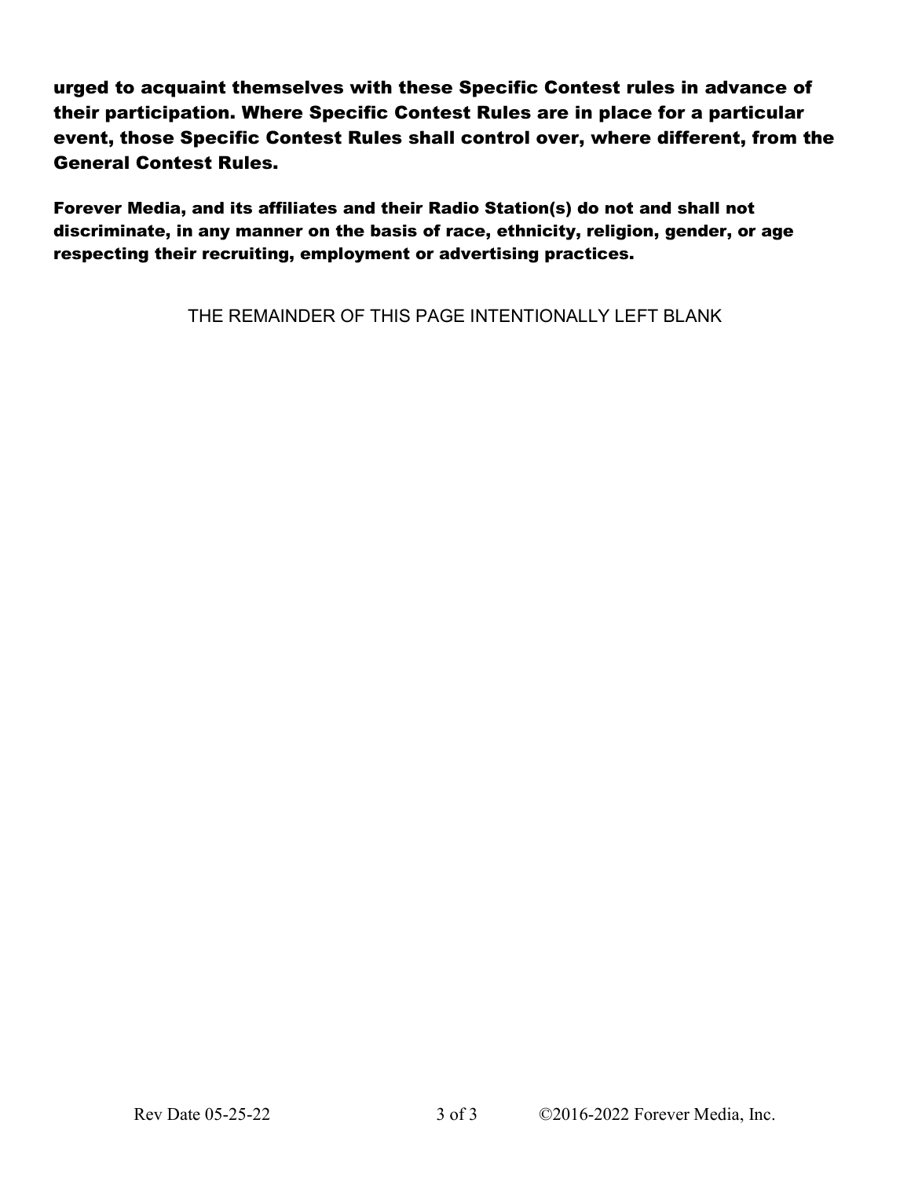**urged to acquaint themselves with these Specific Contest rules in advance of their participation. Where Specific Contest Rules are in place for a particular event, those Specific Contest Rules shall control over, where different, from the General Contest Rules.**

**Forever Media, and its affiliates and their Radio Station(s) do not and shall not discriminate, in any manner on the basis of race, ethnicity, religion, gender, or age respecting their recruiting, employment or advertising practices.**

THE REMAINDER OF THIS PAGE INTENTIONALLY LEFT BLANK